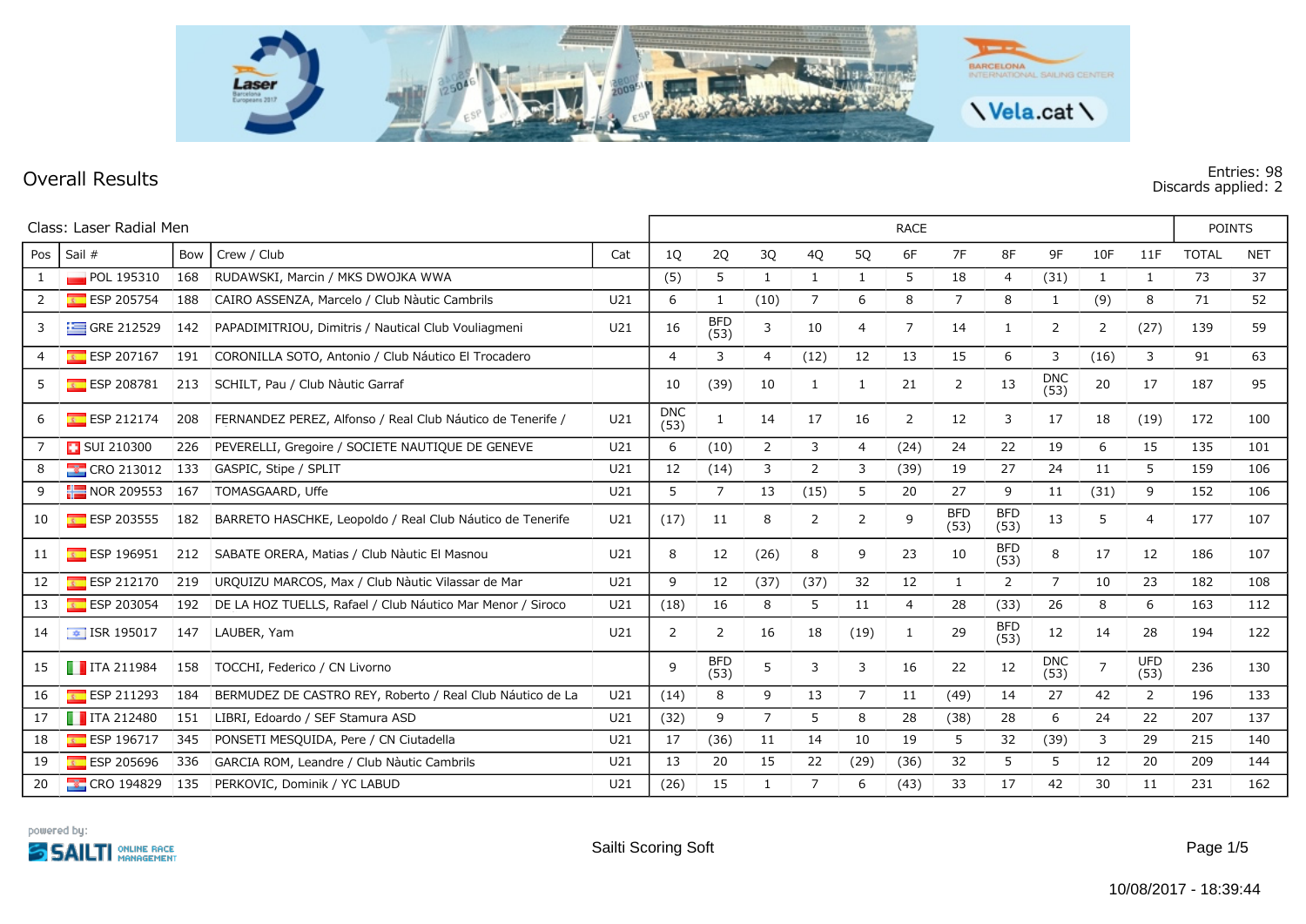# Overall Results

Entries: 98
Discards applied: 2

Class: Laser Radial Men

| Pos | Sail # | Bow | Crew / Club | Cat | RACE | | | | | | | | | | | POINTS | |
|---|---|---|---|---|---|---|---|---|---|---|---|---|---|---|---|---|---|
| | | | | | 1Q | 2Q | 3Q | 4Q | 5Q | 6F | 7F | 8F | 9F | 10F | 11F | TOTAL | NET |
| 1 | POL 195310 | 168 | RUDAWSKI, Marcin / MKS DWOJKA WWA | | (5) | 5 | 1 | 1 | 1 | 5 | 18 | 4 | (31) | 1 | 1 | 73 | 37 |
| 2 | ESP 205754 | 188 | CAIRO ASSENZA, Marcelo / Club Nàutic Cambrils | U21 | 6 | 1 | (10) | 7 | 6 | 8 | 7 | 8 | 1 | (9) | 8 | 71 | 52 |
| 3 | GRE 212529 | 142 | PAPADIMITRIOU, Dimitris / Nautical Club Vouliagmeni | U21 | 16 | BFD (53) | 3 | 10 | 4 | 7 | 14 | 1 | 2 | 2 | (27) | 139 | 59 |
| 4 | ESP 207167 | 191 | CORONILLA SOTO, Antonio / Club Náutico El Trocadero | | 4 | 3 | 4 | (12) | 12 | 13 | 15 | 6 | 3 | (16) | 3 | 91 | 63 |
| 5 | ESP 208781 | 213 | SCHILT, Pau / Club Nàutic Garraf | | 10 | (39) | 10 | 1 | 1 | 21 | 2 | 13 | DNC (53) | 20 | 17 | 187 | 95 |
| 6 | ESP 212174 | 208 | FERNANDEZ PEREZ, Alfonso / Real Club Náutico de Tenerife / | U21 | DNC (53) | 1 | 14 | 17 | 16 | 2 | 12 | 3 | 17 | 18 | (19) | 172 | 100 |
| 7 | SUI 210300 | 226 | PEVERELLI, Gregoire / SOCIETE NAUTIQUE DE GENEVE | U21 | 6 | (10) | 2 | 3 | 4 | (24) | 24 | 22 | 19 | 6 | 15 | 135 | 101 |
| 8 | CRO 213012 | 133 | GASPIC, Stipe / SPLIT | U21 | 12 | (14) | 3 | 2 | 3 | (39) | 19 | 27 | 24 | 11 | 5 | 159 | 106 |
| 9 | NOR 209553 | 167 | TOMASGAARD, Uffe | U21 | 5 | 7 | 13 | (15) | 5 | 20 | 27 | 9 | 11 | (31) | 9 | 152 | 106 |
| 10 | ESP 203555 | 182 | BARRETO HASCHKE, Leopoldo / Real Club Náutico de Tenerife | U21 | (17) | 11 | 8 | 2 | 2 | 9 | BFD (53) | BFD (53) | 13 | 5 | 4 | 177 | 107 |
| 11 | ESP 196951 | 212 | SABATE ORERA, Matias / Club Nàutic El Masnou | U21 | 8 | 12 | (26) | 8 | 9 | 23 | 10 | BFD (53) | 8 | 17 | 12 | 186 | 107 |
| 12 | ESP 212170 | 219 | URQUIZU MARCOS, Max / Club Nàutic Vilassar de Mar | U21 | 9 | 12 | (37) | (37) | 32 | 12 | 1 | 2 | 7 | 10 | 23 | 182 | 108 |
| 13 | ESP 203054 | 192 | DE LA HOZ TUELLS, Rafael / Club Náutico Mar Menor / Siroco | U21 | (18) | 16 | 8 | 5 | 11 | 4 | 28 | (33) | 26 | 8 | 6 | 163 | 112 |
| 14 | ISR 195017 | 147 | LAUBER, Yam | U21 | 2 | 2 | 16 | 18 | (19) | 1 | 29 | BFD (53) | 12 | 14 | 28 | 194 | 122 |
| 15 | ITA 211984 | 158 | TOCCHI, Federico / CN Livorno | | 9 | BFD (53) | 5 | 3 | 3 | 16 | 22 | 12 | DNC (53) | 7 | UFD (53) | 236 | 130 |
| 16 | ESP 211293 | 184 | BERMUDEZ DE CASTRO REY, Roberto / Real Club Náutico de La | U21 | (14) | 8 | 9 | 13 | 7 | 11 | (49) | 14 | 27 | 42 | 2 | 196 | 133 |
| 17 | ITA 212480 | 151 | LIBRI, Edoardo / SEF Stamura ASD | U21 | (32) | 9 | 7 | 5 | 8 | 28 | (38) | 28 | 6 | 24 | 22 | 207 | 137 |
| 18 | ESP 196717 | 345 | PONSETI MESQUIDA, Pere / CN Ciutadella | U21 | 17 | (36) | 11 | 14 | 10 | 19 | 5 | 32 | (39) | 3 | 29 | 215 | 140 |
| 19 | ESP 205696 | 336 | GARCIA ROM, Leandre / Club Nàutic Cambrils | U21 | 13 | 20 | 15 | 22 | (29) | (36) | 32 | 5 | 5 | 12 | 20 | 209 | 144 |
| 20 | CRO 194829 | 135 | PERKOVIC, Dominik / YC LABUD | U21 | (26) | 15 | 1 | 7 | 6 | (43) | 33 | 17 | 42 | 30 | 11 | 231 | 162 |

powered by: SAILTI ONLINE RACE MANAGEMENT

Sailti Scoring Soft

10/08/2017 - 18:39:44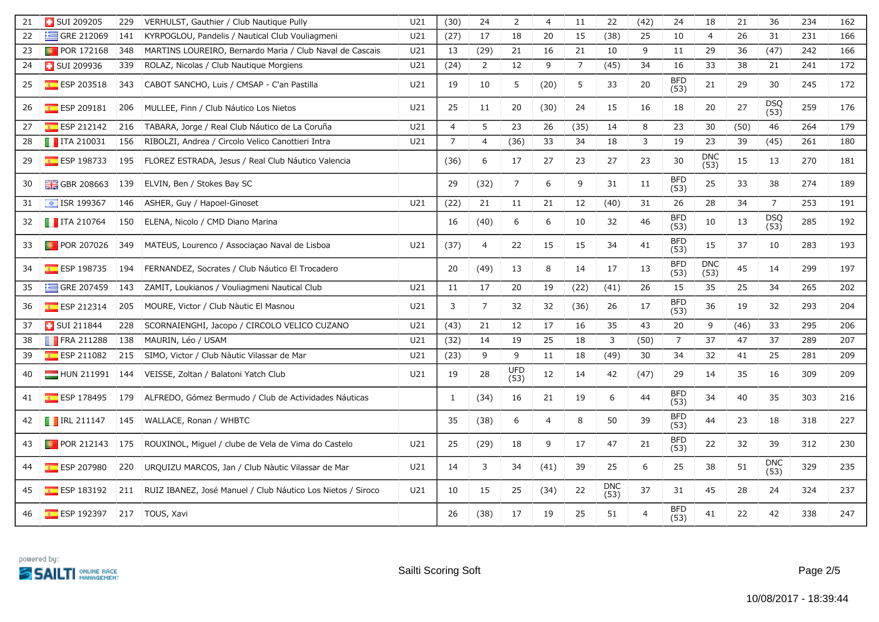| 21 | SUI 209205 | 229 | VERHULST, Gauthier / Club Nautique Pully | U21 | (30) | 24 | 2 | 4 | 11 | 22 | (42) | 24 | 18 | 21 | 36 | 234 | 162 |
|---|---|---|---|---|---|---|---|---|---|---|---|---|---|---|---|---|---|
| 22 | GRE 212069 | 141 | KYRPOGLOU, Pandelis / Nautical Club Vouliagmeni | U21 | (27) | 17 | 18 | 20 | 15 | (38) | 25 | 10 | 4 | 26 | 31 | 231 | 166 |
| 23 | POR 172168 | 348 | MARTINS LOUREIRO, Bernardo Maria / Club Naval de Cascais | U21 | 13 | (29) | 21 | 16 | 21 | 10 | 9 | 11 | 29 | 36 | (47) | 242 | 166 |
| 24 | SUI 209936 | 339 | ROLAZ, Nicolas / Club Nautique Morgiens | U21 | (24) | 2 | 12 | 9 | 7 | (45) | 34 | 16 | 33 | 38 | 21 | 241 | 172 |
| 25 | ESP 203518 | 343 | CABOT SANCHO, Luis / CMSAP - C'an Pastilla | U21 | 19 | 10 | 5 | (20) | 5 | 33 | 20 | BFD (53) | 21 | 29 | 30 | 245 | 172 |
| 26 | ESP 209181 | 206 | MULLEE, Finn / Club Náutico Los Nietos | U21 | 25 | 11 | 20 | (30) | 24 | 15 | 16 | 18 | 20 | 27 | DSQ (53) | 259 | 176 |
| 27 | ESP 212142 | 216 | TABARA, Jorge / Real Club Náutico de La Coruña | U21 | 4 | 5 | 23 | 26 | (35) | 14 | 8 | 23 | 30 | (50) | 46 | 264 | 179 |
| 28 | ITA 210031 | 156 | RIBOLZI, Andrea / Circolo Velico Canottieri Intra | U21 | 7 | 4 | (36) | 33 | 34 | 18 | 3 | 19 | 23 | 39 | (45) | 261 | 180 |
| 29 | ESP 198733 | 195 | FLOREZ ESTRADA, Jesus / Real Club Náutico Valencia | | (36) | 6 | 17 | 27 | 23 | 27 | 23 | 30 | DNC (53) | 15 | 13 | 270 | 181 |
| 30 | GBR 208663 | 139 | ELVIN, Ben / Stokes Bay SC | | 29 | (32) | 7 | 6 | 9 | 31 | 11 | BFD (53) | 25 | 33 | 38 | 274 | 189 |
| 31 | ISR 199367 | 146 | ASHER, Guy / Hapoel-Ginoset | U21 | (22) | 21 | 11 | 21 | 12 | (40) | 31 | 26 | 28 | 34 | 7 | 253 | 191 |
| 32 | ITA 210764 | 150 | ELENA, Nicolo / CMD Diano Marina | | 16 | (40) | 6 | 6 | 10 | 32 | 46 | BFD (53) | 10 | 13 | DSQ (53) | 285 | 192 |
| 33 | POR 207026 | 349 | MATEUS, Lourenco / Associaçao Naval de Lisboa | U21 | (37) | 4 | 22 | 15 | 15 | 34 | 41 | BFD (53) | 15 | 37 | 10 | 283 | 193 |
| 34 | ESP 198735 | 194 | FERNANDEZ, Socrates / Club Náutico El Trocadero | | 20 | (49) | 13 | 8 | 14 | 17 | 13 | BFD (53) | DNC (53) | 45 | 14 | 299 | 197 |
| 35 | GRE 207459 | 143 | ZAMIT, Loukianos / Vouliagmeni Nautical Club | U21 | 11 | 17 | 20 | 19 | (22) | (41) | 26 | 15 | 35 | 25 | 34 | 265 | 202 |
| 36 | ESP 212314 | 205 | MOURE, Victor / Club Nàutic El Masnou | U21 | 3 | 7 | 32 | 32 | (36) | 26 | 17 | BFD (53) | 36 | 19 | 32 | 293 | 204 |
| 37 | SUI 211844 | 228 | SCORNAIENGHI, Jacopo / CIRCOLO VELICO CUZANO | U21 | (43) | 21 | 12 | 17 | 16 | 35 | 43 | 20 | 9 | (46) | 33 | 295 | 206 |
| 38 | FRA 211288 | 138 | MAURIN, Léo / USAM | U21 | (32) | 14 | 19 | 25 | 18 | 3 | (50) | 7 | 37 | 47 | 37 | 289 | 207 |
| 39 | ESP 211082 | 215 | SIMO, Victor / Club Nàutic Vilassar de Mar | U21 | (23) | 9 | 9 | 11 | 18 | (49) | 30 | 34 | 32 | 41 | 25 | 281 | 209 |
| 40 | HUN 211991 | 144 | VEISSE, Zoltan / Balatoni Yatch Club | U21 | 19 | 28 | UFD (53) | 12 | 14 | 42 | (47) | 29 | 14 | 35 | 16 | 309 | 209 |
| 41 | ESP 178495 | 179 | ALFREDO, Gómez Bermudo / Club de Actividades Náuticas | | 1 | (34) | 16 | 21 | 19 | 6 | 44 | BFD (53) | 34 | 40 | 35 | 303 | 216 |
| 42 | IRL 211147 | 145 | WALLACE, Ronan / WHBTC | | 35 | (38) | 6 | 4 | 8 | 50 | 39 | BFD (53) | 44 | 23 | 18 | 318 | 227 |
| 43 | POR 212143 | 175 | ROUXINOL, Miguel / clube de Vela de Vima do Castelo | U21 | 25 | (29) | 18 | 9 | 17 | 47 | 21 | BFD (53) | 22 | 32 | 39 | 312 | 230 |
| 44 | ESP 207980 | 220 | URQUIZU MARCOS, Jan / Club Nàutic Vilassar de Mar | U21 | 14 | 3 | 34 | (41) | 39 | 25 | 6 | 25 | 38 | 51 | DNC (53) | 329 | 235 |
| 45 | ESP 183192 | 211 | RUIZ IBANEZ, José Manuel / Club Náutico Los Nietos / Siroco | U21 | 10 | 15 | 25 | (34) | 22 | DNC (53) | 37 | 31 | 45 | 28 | 24 | 324 | 237 |
| 46 | ESP 192397 | 217 | TOUS, Xavi | | 26 | (38) | 17 | 19 | 25 | 51 | 4 | BFD (53) | 41 | 22 | 42 | 338 | 247 |

powered by: SAILTI ONLINE RACE MANAGEMENT

Sailti Scoring Soft

10/08/2017 - 18:39:44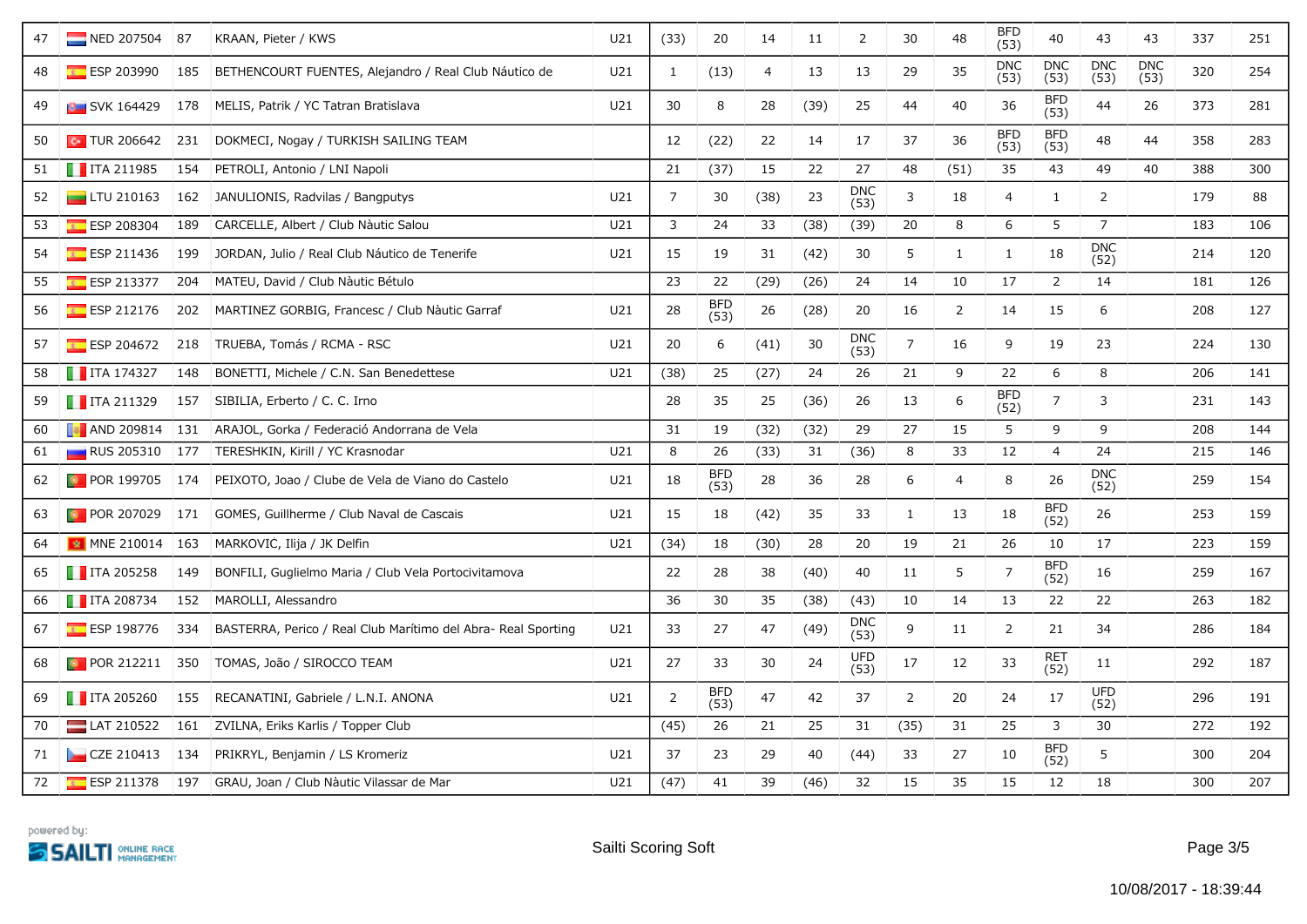| 47 | NED 207504 | 87 | KRAAN, Pieter / KWS | U21 | (33) | 20 | 14 | 11 | 2 | 30 | 48 | BFD (53) | 40 | 43 | 43 | 337 | 251 |
|---|---|---|---|---|---|---|---|---|---|---|---|---|---|---|---|---|---|
| 48 | ESP 203990 | 185 | BETHENCOURT FUENTES, Alejandro / Real Club Náutico de | U21 | 1 | (13) | 4 | 13 | 13 | 29 | 35 | DNC (53) | DNC (53) | DNC (53) | DNC (53) | 320 | 254 |
| 49 | SVK 164429 | 178 | MELIS, Patrik / YC Tatran Bratislava | U21 | 30 | 8 | 28 | (39) | 25 | 44 | 40 | 36 | BFD (53) | 44 | 26 | 373 | 281 |
| 50 | TUR 206642 | 231 | DOKMECI, Nogay / TURKISH SAILING TEAM | | 12 | (22) | 22 | 14 | 17 | 37 | 36 | BFD (53) | BFD (53) | 48 | 44 | 358 | 283 |
| 51 | ITA 211985 | 154 | PETROLI, Antonio / LNI Napoli | | 21 | (37) | 15 | 22 | 27 | 48 | (51) | 35 | 43 | 49 | 40 | 388 | 300 |
| 52 | LTU 210163 | 162 | JANULIONIS, Radvilas / Bangputys | U21 | 7 | 30 | (38) | 23 | DNC (53) | 3 | 18 | 4 | 1 | 2 | | 179 | 88 |
| 53 | ESP 208304 | 189 | CARCELLE, Albert / Club Nàutic Salou | U21 | 3 | 24 | 33 | (38) | (39) | 20 | 8 | 6 | 5 | 7 | | 183 | 106 |
| 54 | ESP 211436 | 199 | JORDAN, Julio / Real Club Náutico de Tenerife | U21 | 15 | 19 | 31 | (42) | 30 | 5 | 1 | 1 | 18 | DNC (52) | | 214 | 120 |
| 55 | ESP 213377 | 204 | MATEU, David / Club Nàutic Bétulo | | 23 | 22 | (29) | (26) | 24 | 14 | 10 | 17 | 2 | 14 | | 181 | 126 |
| 56 | ESP 212176 | 202 | MARTINEZ GORBIG, Francesc / Club Nàutic Garraf | U21 | 28 | BFD (53) | 26 | (28) | 20 | 16 | 2 | 14 | 15 | 6 | | 208 | 127 |
| 57 | ESP 204672 | 218 | TRUEBA, Tomás / RCMA - RSC | U21 | 20 | 6 | (41) | 30 | DNC (53) | 7 | 16 | 9 | 19 | 23 | | 224 | 130 |
| 58 | ITA 174327 | 148 | BONETTI, Michele / C.N. San Benedettese | U21 | (38) | 25 | (27) | 24 | 26 | 21 | 9 | 22 | 6 | 8 | | 206 | 141 |
| 59 | ITA 211329 | 157 | SIBILIA, Erberto / C. C. Irno | | 28 | 35 | 25 | (36) | 26 | 13 | 6 | BFD (52) | 7 | 3 | | 231 | 143 |
| 60 | AND 209814 | 131 | ARAJOL, Gorka / Federació Andorrana de Vela | | 31 | 19 | (32) | (32) | 29 | 27 | 15 | 5 | 9 | 9 | | 208 | 144 |
| 61 | RUS 205310 | 177 | TERESHKIN, Kirill / YC Krasnodar | U21 | 8 | 26 | (33) | 31 | (36) | 8 | 33 | 12 | 4 | 24 | | 215 | 146 |
| 62 | POR 199705 | 174 | PEIXOTO, Joao / Clube de Vela de Viano do Castelo | U21 | 18 | BFD (53) | 28 | 36 | 28 | 6 | 4 | 8 | 26 | DNC (52) | | 259 | 154 |
| 63 | POR 207029 | 171 | GOMES, Guillherme / Club Naval de Cascais | U21 | 15 | 18 | (42) | 35 | 33 | 1 | 13 | 18 | BFD (52) | 26 | | 253 | 159 |
| 64 | MNE 210014 | 163 | MARKOVIĆ, Ilija / JK Delfin | U21 | (34) | 18 | (30) | 28 | 20 | 19 | 21 | 26 | 10 | 17 | | 223 | 159 |
| 65 | ITA 205258 | 149 | BONFILI, Guglielmo Maria / Club Vela Portocivitamova | | 22 | 28 | 38 | (40) | 40 | 11 | 5 | 7 | BFD (52) | 16 | | 259 | 167 |
| 66 | ITA 208734 | 152 | MAROLLI, Alessandro | | 36 | 30 | 35 | (38) | (43) | 10 | 14 | 13 | 22 | 22 | | 263 | 182 |
| 67 | ESP 198776 | 334 | BASTERRA, Perico / Real Club Marítimo del Abra- Real Sporting | U21 | 33 | 27 | 47 | (49) | DNC (53) | 9 | 11 | 2 | 21 | 34 | | 286 | 184 |
| 68 | POR 212211 | 350 | TOMAS, João / SIROCCO TEAM | U21 | 27 | 33 | 30 | 24 | UFD (53) | 17 | 12 | 33 | RET (52) | 11 | | 292 | 187 |
| 69 | ITA 205260 | 155 | RECANATINI, Gabriele / L.N.I. ANONA | U21 | 2 | BFD (53) | 47 | 42 | 37 | 2 | 20 | 24 | 17 | UFD (52) | | 296 | 191 |
| 70 | LAT 210522 | 161 | ZVILNA, Eriks Karlis / Topper Club | | (45) | 26 | 21 | 25 | 31 | (35) | 31 | 25 | 3 | 30 | | 272 | 192 |
| 71 | CZE 210413 | 134 | PRIKRYL, Benjamin / LS Kromeriz | U21 | 37 | 23 | 29 | 40 | (44) | 33 | 27 | 10 | BFD (52) | 5 | | 300 | 204 |
| 72 | ESP 211378 | 197 | GRAU, Joan / Club Nàutic Vilassar de Mar | U21 | (47) | 41 | 39 | (46) | 32 | 15 | 35 | 15 | 12 | 18 | | 300 | 207 |

powered by: SAILTI ONLINE RACE MANAGEMENT

Sailti Scoring Soft

10/08/2017 - 18:39:44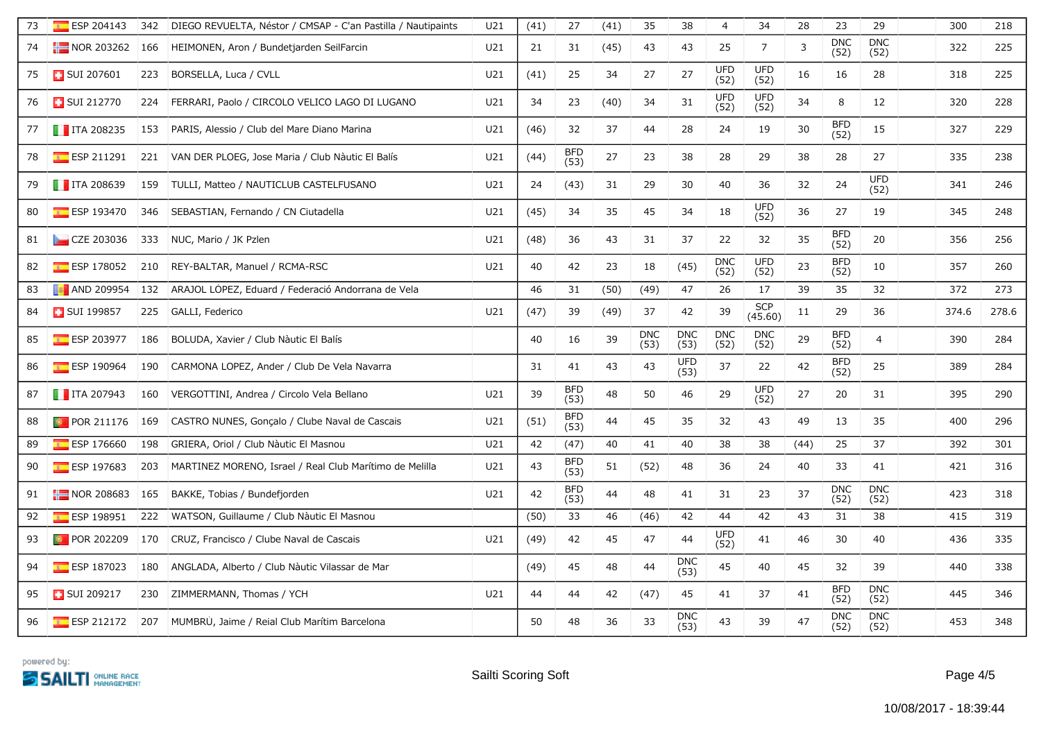| | | | | | | | | | | | | | | | | | | |
|---|---|---|---|---|---|---|---|---|---|---|---|---|---|---|---|---|---|---|
| 73 | ESP 204143 | 342 | DIEGO REVUELTA, Néstor / CMSAP - C'an Pastilla / Nautipaints | U21 | (41) | 27 | (41) | 35 | 38 | 4 | 34 | 28 | 23 | 29 | | 300 | 218 |
| 74 | NOR 203262 | 166 | HEIMONEN, Aron / Bundetjarden SeilFarcin | U21 | 21 | 31 | (45) | 43 | 43 | 25 | 7 | 3 | DNC (52) | DNC (52) | | 322 | 225 |
| 75 | SUI 207601 | 223 | BORSELLA, Luca / CVLL | U21 | (41) | 25 | 34 | 27 | 27 | UFD (52) | UFD (52) | 16 | 16 | 28 | | 318 | 225 |
| 76 | SUI 212770 | 224 | FERRARI, Paolo / CIRCOLO VELICO LAGO DI LUGANO | U21 | 34 | 23 | (40) | 34 | 31 | UFD (52) | UFD (52) | 34 | 8 | 12 | | 320 | 228 |
| 77 | ITA 208235 | 153 | PARIS, Alessio / Club del Mare Diano Marina | U21 | (46) | 32 | 37 | 44 | 28 | 24 | 19 | 30 | BFD (52) | 15 | | 327 | 229 |
| 78 | ESP 211291 | 221 | VAN DER PLOEG, Jose Maria / Club Nàutic El Balís | U21 | (44) | BFD (53) | 27 | 23 | 38 | 28 | 29 | 38 | 28 | 27 | | 335 | 238 |
| 79 | ITA 208639 | 159 | TULLI, Matteo / NAUTICLUB CASTELFUSANO | U21 | 24 | (43) | 31 | 29 | 30 | 40 | 36 | 32 | 24 | UFD (52) | | 341 | 246 |
| 80 | ESP 193470 | 346 | SEBASTIAN, Fernando / CN Ciutadella | U21 | (45) | 34 | 35 | 45 | 34 | 18 | UFD (52) | 36 | 27 | 19 | | 345 | 248 |
| 81 | CZE 203036 | 333 | NUC, Mario / JK Pzlen | U21 | (48) | 36 | 43 | 31 | 37 | 22 | 32 | 35 | BFD (52) | 20 | | 356 | 256 |
| 82 | ESP 178052 | 210 | REY-BALTAR, Manuel / RCMA-RSC | U21 | 40 | 42 | 23 | 18 | (45) | DNC (52) | UFD (52) | 23 | BFD (52) | 10 | | 357 | 260 |
| 83 | AND 209954 | 132 | ARAJOL LÓPEZ, Eduard / Federació Andorrana de Vela | | 46 | 31 | (50) | (49) | 47 | 26 | 17 | 39 | 35 | 32 | | 372 | 273 |
| 84 | SUI 199857 | 225 | GALLI, Federico | U21 | (47) | 39 | (49) | 37 | 42 | 39 | SCP (45.60) | 11 | 29 | 36 | | 374.6 | 278.6 |
| 85 | ESP 203977 | 186 | BOLUDA, Xavier / Club Nàutic El Balís | | 40 | 16 | 39 | DNC (53) | DNC (53) | DNC (52) | DNC (52) | 29 | BFD (52) | 4 | | 390 | 284 |
| 86 | ESP 190964 | 190 | CARMONA LOPEZ, Ander / Club De Vela Navarra | | 31 | 41 | 43 | 43 | UFD (53) | 37 | 22 | 42 | BFD (52) | 25 | | 389 | 284 |
| 87 | ITA 207943 | 160 | VERGOTTINI, Andrea / Circolo Vela Bellano | U21 | 39 | BFD (53) | 48 | 50 | 46 | 29 | UFD (52) | 27 | 20 | 31 | | 395 | 290 |
| 88 | POR 211176 | 169 | CASTRO NUNES, Gonçalo / Clube Naval de Cascais | U21 | (51) | BFD (53) | 44 | 45 | 35 | 32 | 43 | 49 | 13 | 35 | | 400 | 296 |
| 89 | ESP 176660 | 198 | GRIERA, Oriol / Club Nàutic El Masnou | U21 | 42 | (47) | 40 | 41 | 40 | 38 | 38 | (44) | 25 | 37 | | 392 | 301 |
| 90 | ESP 197683 | 203 | MARTINEZ MORENO, Israel / Real Club Marítimo de Melilla | U21 | 43 | BFD (53) | 51 | (52) | 48 | 36 | 24 | 40 | 33 | 41 | | 421 | 316 |
| 91 | NOR 208683 | 165 | BAKKE, Tobias / Bundefjorden | U21 | 42 | BFD (53) | 44 | 48 | 41 | 31 | 23 | 37 | DNC (52) | DNC (52) | | 423 | 318 |
| 92 | ESP 198951 | 222 | WATSON, Guillaume / Club Nàutic El Masnou | | (50) | 33 | 46 | (46) | 42 | 44 | 42 | 43 | 31 | 38 | | 415 | 319 |
| 93 | POR 202209 | 170 | CRUZ, Francisco / Clube Naval de Cascais | U21 | (49) | 42 | 45 | 47 | 44 | UFD (52) | 41 | 46 | 30 | 40 | | 436 | 335 |
| 94 | ESP 187023 | 180 | ANGLADA, Alberto / Club Nàutic Vilassar de Mar | | (49) | 45 | 48 | 44 | DNC (53) | 45 | 40 | 45 | 32 | 39 | | 440 | 338 |
| 95 | SUI 209217 | 230 | ZIMMERMANN, Thomas / YCH | U21 | 44 | 44 | 42 | (47) | 45 | 41 | 37 | 41 | BFD (52) | DNC (52) | | 445 | 346 |
| 96 | ESP 212172 | 207 | MUMBRÚ, Jaime / Reial Club Marítim Barcelona | | 50 | 48 | 36 | 33 | DNC (53) | 43 | 39 | 47 | DNC (52) | DNC (52) | | 453 | 348 |

powered by: SAILTI ONLINE RACE MANAGEMENT

Sailti Scoring Soft

10/08/2017 - 18:39:44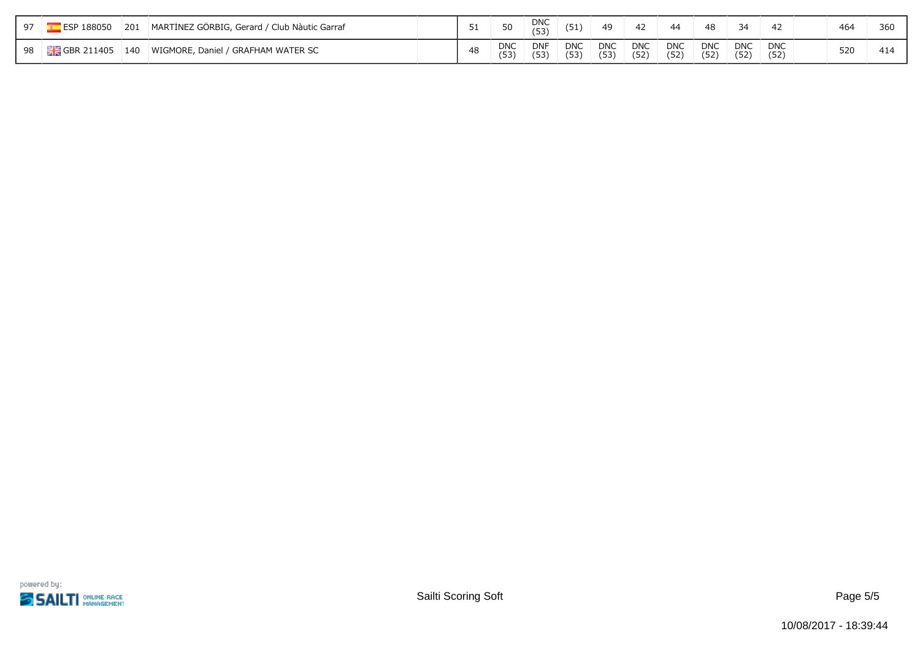| | | | | | | | | | | | | | | | | | |
|---|---|---|---|---|---|---|---|---|---|---|---|---|---|---|---|---|---|
| 97 | ESP 188050 | 201 | MARTÍNEZ GÖRBIG, Gerard / Club Nàutic Garraf | | 51 | 50 | DNC (53) | (51) | 49 | 42 | 44 | 48 | 34 | 42 | | 464 | 360 |
| 98 | GBR 211405 | 140 | WIGMORE, Daniel / GRAFHAM WATER SC | | 48 | DNC (53) | DNF (53) | DNC (53) | DNC (53) | DNC (52) | DNC (52) | DNC (52) | DNC (52) | DNC (52) | | 520 | 414 |